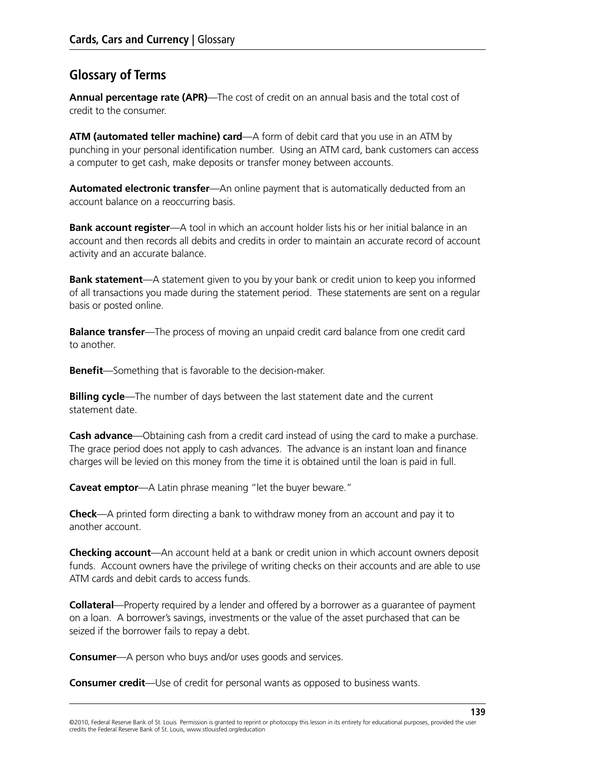## Glossary of Terms

**Annual percentage rate (APR)**—The cost of credit on an annual basis and the total cost of credit to the consumer.

**ATM (automated teller machine) card**—A form of debit card that you use in an ATM by punching in your personal identification number. Using an ATM card, bank customers can access a computer to get cash, make deposits or transfer money between accounts.

**Automated electronic transfer**—An online payment that is automatically deducted from an account balance on a reoccurring basis.

**Bank account register**—A tool in which an account holder lists his or her initial balance in an account and then records all debits and credits in order to maintain an accurate record of account activity and an accurate balance.

**Bank statement**—A statement given to you by your bank or credit union to keep you informed of all transactions you made during the statement period. These statements are sent on a regular basis or posted online.

**Balance transfer**—The process of moving an unpaid credit card balance from one credit card to another.

**Benefit**—Something that is favorable to the decision-maker.

**Billing cycle**—The number of days between the last statement date and the current statement date.

**Cash advance**—Obtaining cash from a credit card instead of using the card to make a purchase. The grace period does not apply to cash advances. The advance is an instant loan and finance charges will be levied on this money from the time it is obtained until the loan is paid in full.

**Caveat emptor**—A Latin phrase meaning "let the buyer beware."

**Check**—A printed form directing a bank to withdraw money from an account and pay it to another account.

**Checking account**—An account held at a bank or credit union in which account owners deposit funds. Account owners have the privilege of writing checks on their accounts and are able to use ATM cards and debit cards to access funds.

**Collateral**—Property required by a lender and offered by a borrower as a guarantee of payment on a loan. A borrower's savings, investments or the value of the asset purchased that can be seized if the borrower fails to repay a debt.

**Consumer**—A person who buys and/or uses goods and services.

**Consumer credit**—Use of credit for personal wants as opposed to business wants.

©2010, Federal Reserve Bank of St. Louis Permission is granted to reprint or photocopy this lesson in its entirety for educational purposes, provided the user credits the Federal Reserve Bank of St. Louis, www.stlouisfed.org/education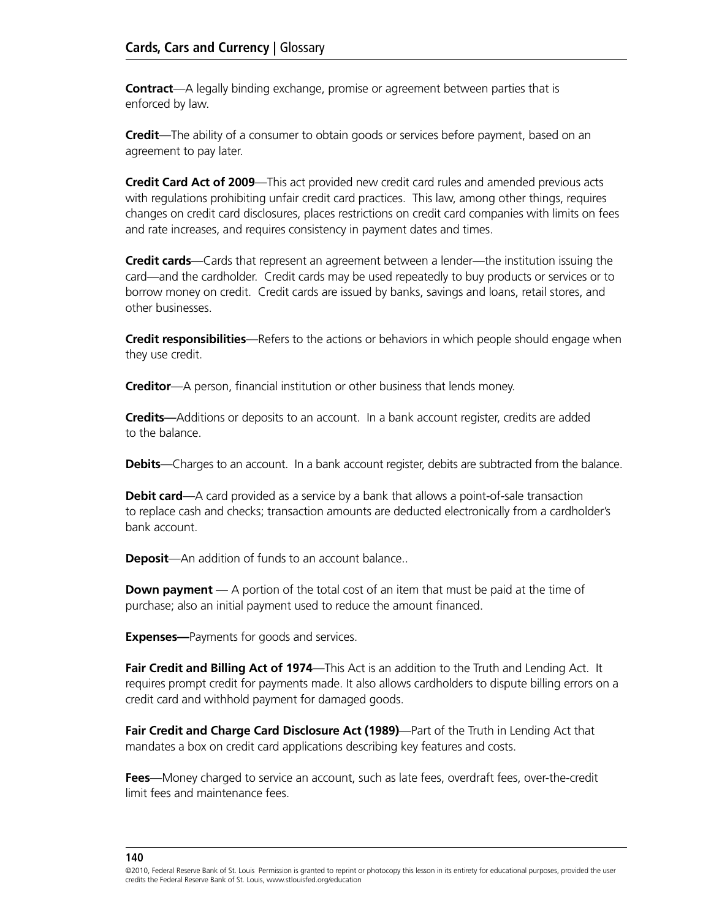**Contract**—A legally binding exchange, promise or agreement between parties that is enforced by law.

**Credit**—The ability of a consumer to obtain goods or services before payment, based on an agreement to pay later.

**Credit Card Act of 2009**—This act provided new credit card rules and amended previous acts with regulations prohibiting unfair credit card practices. This law, among other things, requires changes on credit card disclosures, places restrictions on credit card companies with limits on fees and rate increases, and requires consistency in payment dates and times.

**Credit cards**—Cards that represent an agreement between a lender—the institution issuing the card—and the cardholder. Credit cards may be used repeatedly to buy products or services or to borrow money on credit. Credit cards are issued by banks, savings and loans, retail stores, and other businesses.

**Credit responsibilities**—Refers to the actions or behaviors in which people should engage when they use credit.

**Creditor**—A person, financial institution or other business that lends money.

**Credits—**Additions or deposits to an account. In a bank account register, credits are added to the balance.

**Debits**—Charges to an account. In a bank account register, debits are subtracted from the balance.

**Debit card**—A card provided as a service by a bank that allows a point-of-sale transaction to replace cash and checks; transaction amounts are deducted electronically from a cardholder's bank account.

**Deposit**—An addition of funds to an account balance..

**Down payment** — A portion of the total cost of an item that must be paid at the time of purchase; also an initial payment used to reduce the amount financed.

**Expenses—**Payments for goods and services.

**Fair Credit and Billing Act of 1974**—This Act is an addition to the Truth and Lending Act. It requires prompt credit for payments made. It also allows cardholders to dispute billing errors on a credit card and withhold payment for damaged goods.

**Fair Credit and Charge Card Disclosure Act (1989)**—Part of the Truth in Lending Act that mandates a box on credit card applications describing key features and costs.

**Fees**—Money charged to service an account, such as late fees, overdraft fees, over-the-credit limit fees and maintenance fees.

©2010, Federal Reserve Bank of St. Louis Permission is granted to reprint or photocopy this lesson in its entirety for educational purposes, provided the user credits the Federal Reserve Bank of St. Louis, www.stlouisfed.org/education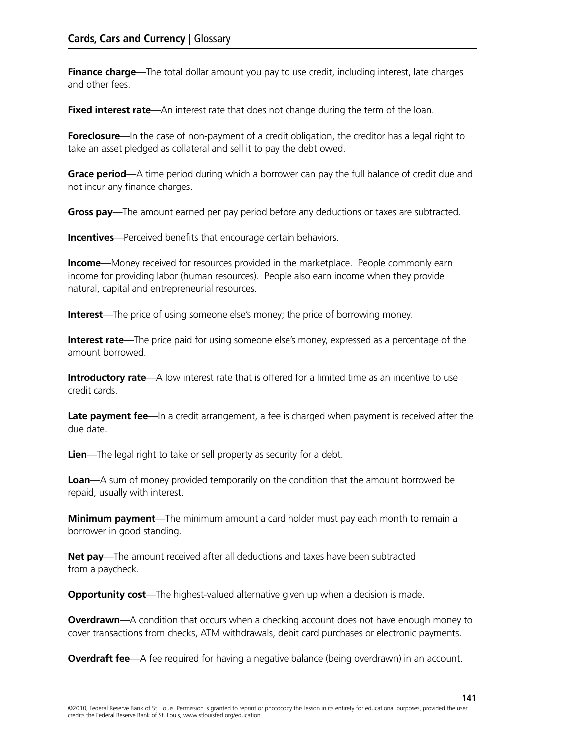**Finance charge**—The total dollar amount you pay to use credit, including interest, late charges and other fees.

**Fixed interest rate**—An interest rate that does not change during the term of the loan.

**Foreclosure**—In the case of non-payment of a credit obligation, the creditor has a legal right to take an asset pledged as collateral and sell it to pay the debt owed.

**Grace period**—A time period during which a borrower can pay the full balance of credit due and not incur any finance charges.

**Gross pay**—The amount earned per pay period before any deductions or taxes are subtracted.

**Incentives**—Perceived benefits that encourage certain behaviors.

**Income**—Money received for resources provided in the marketplace. People commonly earn income for providing labor (human resources). People also earn income when they provide natural, capital and entrepreneurial resources.

**Interest**—The price of using someone else's money; the price of borrowing money.

**Interest rate**—The price paid for using someone else's money, expressed as a percentage of the amount borrowed.

**Introductory rate**—A low interest rate that is offered for a limited time as an incentive to use credit cards.

**Late payment fee**—In a credit arrangement, a fee is charged when payment is received after the due date.

**Lien**—The legal right to take or sell property as security for a debt.

**Loan**—A sum of money provided temporarily on the condition that the amount borrowed be repaid, usually with interest.

**Minimum payment**—The minimum amount a card holder must pay each month to remain a borrower in good standing.

**Net pay**—The amount received after all deductions and taxes have been subtracted from a paycheck.

**Opportunity cost**—The highest-valued alternative given up when a decision is made.

**Overdrawn**—A condition that occurs when a checking account does not have enough money to cover transactions from checks, ATM withdrawals, debit card purchases or electronic payments.

**Overdraft fee**—A fee required for having a negative balance (being overdrawn) in an account.

©2010, Federal Reserve Bank of St. Louis Permission is granted to reprint or photocopy this lesson in its entirety for educational purposes, provided the user credits the Federal Reserve Bank of St. Louis, www.stlouisfed.org/education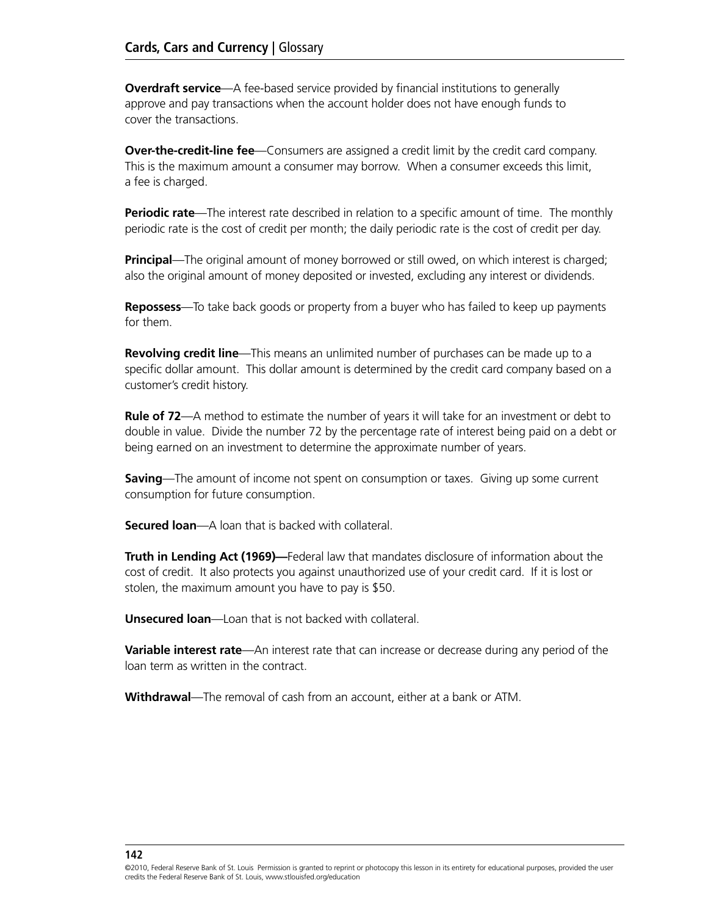**Overdraft service**—A fee-based service provided by financial institutions to generally approve and pay transactions when the account holder does not have enough funds to cover the transactions.

**Over-the-credit-line fee**—Consumers are assigned a credit limit by the credit card company. This is the maximum amount a consumer may borrow. When a consumer exceeds this limit, a fee is charged.

**Periodic rate**—The interest rate described in relation to a specific amount of time. The monthly periodic rate is the cost of credit per month; the daily periodic rate is the cost of credit per day.

**Principal**—The original amount of money borrowed or still owed, on which interest is charged; also the original amount of money deposited or invested, excluding any interest or dividends.

**Repossess**—To take back goods or property from a buyer who has failed to keep up payments for them.

**Revolving credit line**—This means an unlimited number of purchases can be made up to a specific dollar amount. This dollar amount is determined by the credit card company based on a customer's credit history.

**Rule of 72**—A method to estimate the number of years it will take for an investment or debt to double in value. Divide the number 72 by the percentage rate of interest being paid on a debt or being earned on an investment to determine the approximate number of years.

**Saving**—The amount of income not spent on consumption or taxes. Giving up some current consumption for future consumption.

**Secured loan**—A loan that is backed with collateral.

**Truth in Lending Act (1969)—**Federal law that mandates disclosure of information about the cost of credit. It also protects you against unauthorized use of your credit card. If it is lost or stolen, the maximum amount you have to pay is $50.

**Unsecured loan**—Loan that is not backed with collateral.

**Variable interest rate**—An interest rate that can increase or decrease during any period of the loan term as written in the contract.

**Withdrawal**—The removal of cash from an account, either at a bank or ATM.

©2010, Federal Reserve Bank of St. Louis Permission is granted to reprint or photocopy this lesson in its entirety for educational purposes, provided the user credits the Federal Reserve Bank of St. Louis, www.stlouisfed.org/education